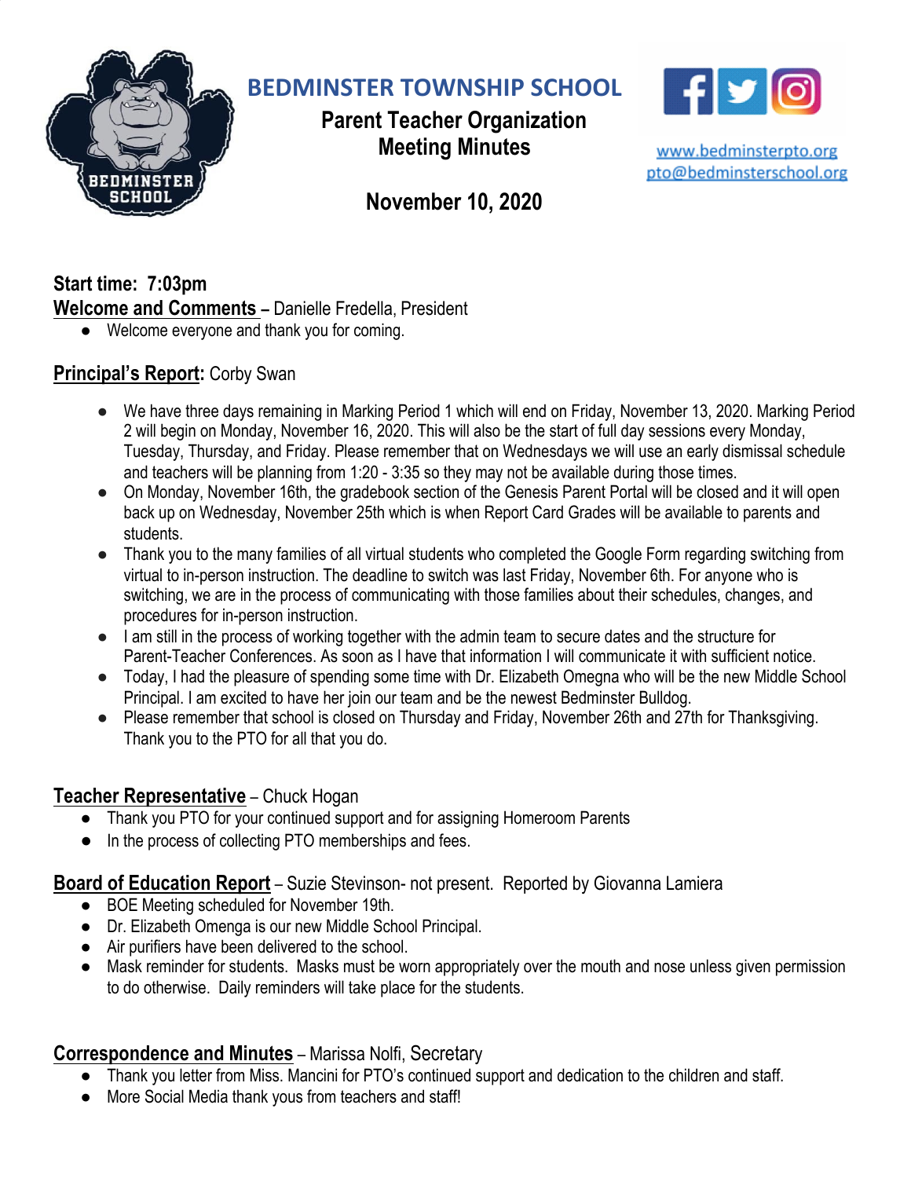# BEDMINSTER TOWNSHIP SCHOOL

## Parent Teacher Organization Meeting Minutes

www.bedminsterpto.org
pto@bedminsterschool.org

## November 10, 2020

**Start time: 7:03pm**

**Welcome and Comments** – Danielle Fredella, President

- Welcome everyone and thank you for coming.

**Principal's Report:** Corby Swan

- We have three days remaining in Marking Period 1 which will end on Friday, November 13, 2020. Marking Period 2 will begin on Monday, November 16, 2020. This will also be the start of full day sessions every Monday, Tuesday, Thursday, and Friday. Please remember that on Wednesdays we will use an early dismissal schedule and teachers will be planning from 1:20 - 3:35 so they may not be available during those times.
- On Monday, November 16th, the gradebook section of the Genesis Parent Portal will be closed and it will open back up on Wednesday, November 25th which is when Report Card Grades will be available to parents and students.
- Thank you to the many families of all virtual students who completed the Google Form regarding switching from virtual to in-person instruction. The deadline to switch was last Friday, November 6th. For anyone who is switching, we are in the process of communicating with those families about their schedules, changes, and procedures for in-person instruction.
- I am still in the process of working together with the admin team to secure dates and the structure for Parent-Teacher Conferences. As soon as I have that information I will communicate it with sufficient notice.
- Today, I had the pleasure of spending some time with Dr. Elizabeth Omegna who will be the new Middle School Principal. I am excited to have her join our team and be the newest Bedminster Bulldog.
- Please remember that school is closed on Thursday and Friday, November 26th and 27th for Thanksgiving. Thank you to the PTO for all that you do.

**Teacher Representative** – Chuck Hogan

- Thank you PTO for your continued support and for assigning Homeroom Parents
- In the process of collecting PTO memberships and fees.

**Board of Education Report** – Suzie Stevinson- not present. Reported by Giovanna Lamiera

- BOE Meeting scheduled for November 19th.
- Dr. Elizabeth Omenga is our new Middle School Principal.
- Air purifiers have been delivered to the school.
- Mask reminder for students. Masks must be worn appropriately over the mouth and nose unless given permission to do otherwise. Daily reminders will take place for the students.

**Correspondence and Minutes** – Marissa Nolfi, Secretary

- Thank you letter from Miss. Mancini for PTO's continued support and dedication to the children and staff.
- More Social Media thank yous from teachers and staff!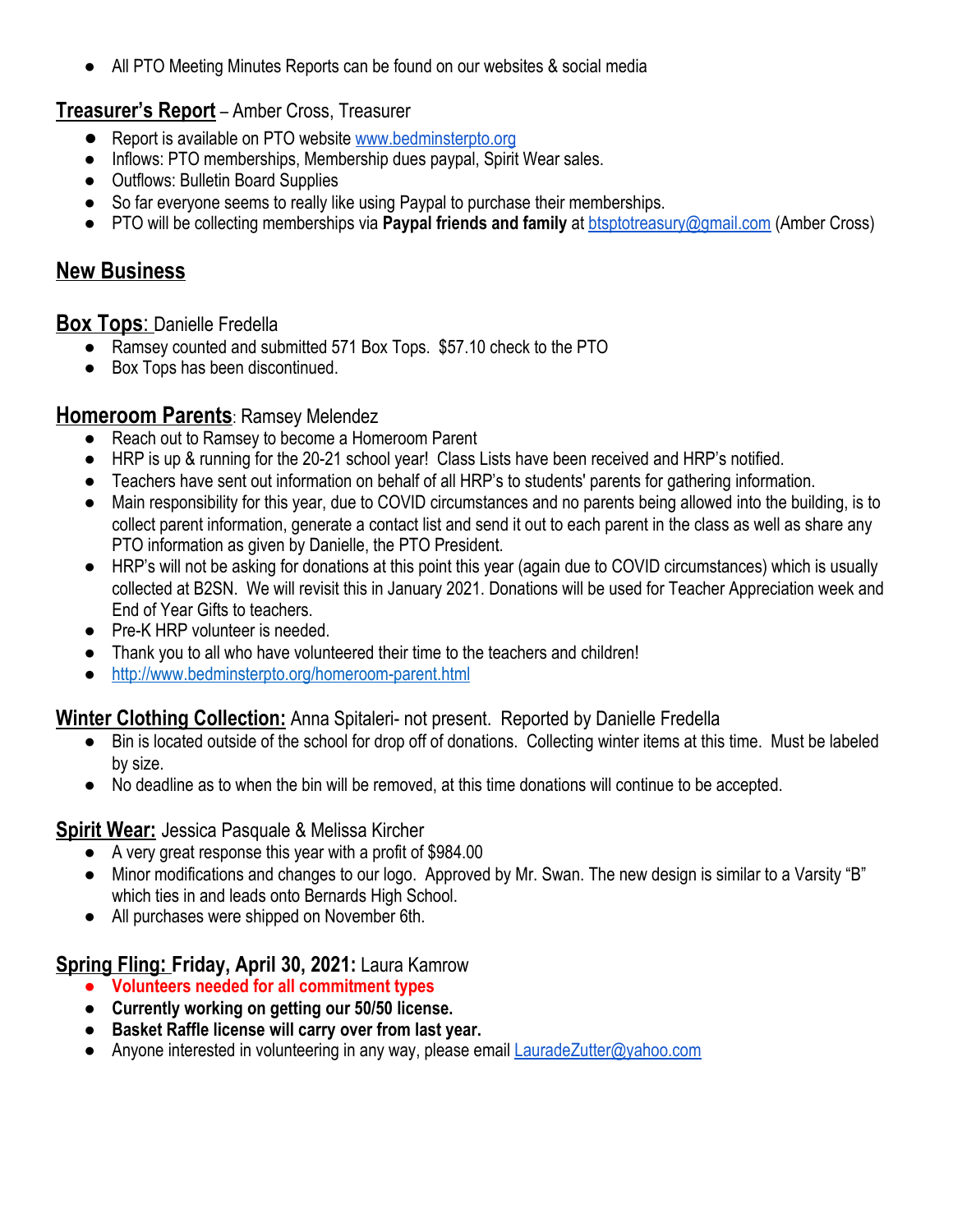- All PTO Meeting Minutes Reports can be found on our websites & social media

## Treasurer's Report – Amber Cross, Treasurer

- Report is available on PTO website www.bedminsterpto.org
- Inflows: PTO memberships, Membership dues paypal, Spirit Wear sales.
- Outflows: Bulletin Board Supplies
- So far everyone seems to really like using Paypal to purchase their memberships.
- PTO will be collecting memberships via **Paypal friends and family** at btsptotreasury@gmail.com (Amber Cross)

# New Business

## Box Tops: Danielle Fredella

- Ramsey counted and submitted 571 Box Tops. $57.10 check to the PTO
- Box Tops has been discontinued.

## Homeroom Parents: Ramsey Melendez

- Reach out to Ramsey to become a Homeroom Parent
- HRP is up & running for the 20-21 school year! Class Lists have been received and HRP's notified.
- Teachers have sent out information on behalf of all HRP's to students' parents for gathering information.
- Main responsibility for this year, due to COVID circumstances and no parents being allowed into the building, is to collect parent information, generate a contact list and send it out to each parent in the class as well as share any PTO information as given by Danielle, the PTO President.
- HRP's will not be asking for donations at this point this year (again due to COVID circumstances) which is usually collected at B2SN. We will revisit this in January 2021. Donations will be used for Teacher Appreciation week and End of Year Gifts to teachers.
- Pre-K HRP volunteer is needed.
- Thank you to all who have volunteered their time to the teachers and children!
- http://www.bedminsterpto.org/homeroom-parent.html

## Winter Clothing Collection: Anna Spitaleri- not present. Reported by Danielle Fredella

- Bin is located outside of the school for drop off of donations. Collecting winter items at this time. Must be labeled by size.
- No deadline as to when the bin will be removed, at this time donations will continue to be accepted.

## Spirit Wear: Jessica Pasquale & Melissa Kircher

- A very great response this year with a profit of $984.00
- Minor modifications and changes to our logo. Approved by Mr. Swan. The new design is similar to a Varsity "B" which ties in and leads onto Bernards High School.
- All purchases were shipped on November 6th.

## Spring Fling: Friday, April 30, 2021: Laura Kamrow

- **Volunteers needed for all commitment types**
- **Currently working on getting our 50/50 license.**
- **Basket Raffle license will carry over from last year.**
- Anyone interested in volunteering in any way, please email LauradeZutter@yahoo.com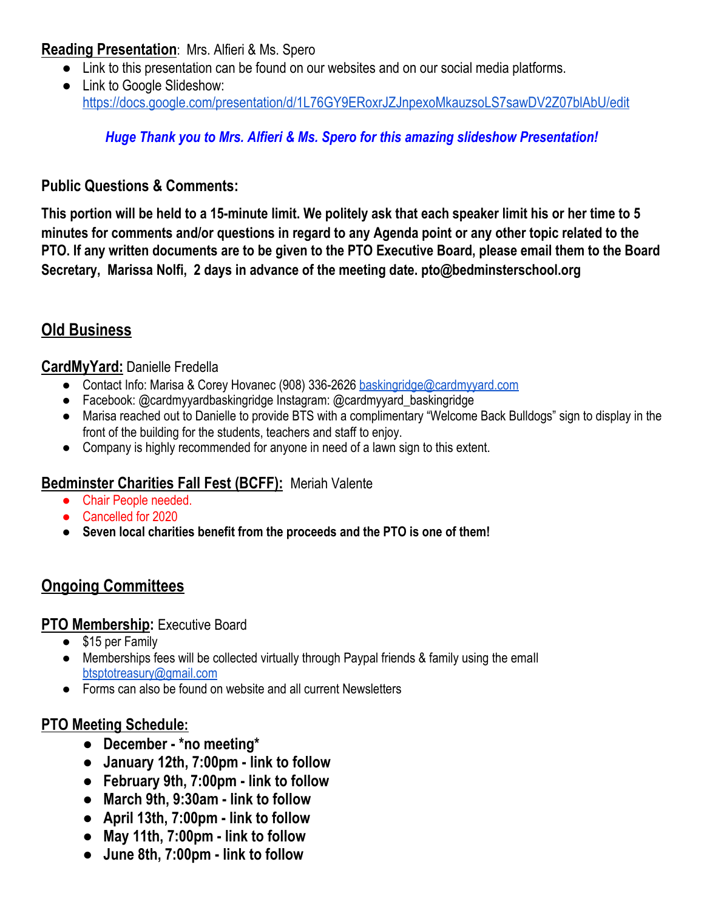**Reading Presentation**: Mrs. Alfieri & Ms. Spero

- Link to this presentation can be found on our websites and on our social media platforms.
- Link to Google Slideshow: https://docs.google.com/presentation/d/1L76GY9ERoxrJZJnpexoMkauzsoLS7sawDV2Z07blAbU/edit

***Huge Thank you to Mrs. Alfieri & Ms. Spero for this amazing slideshow Presentation!***

**Public Questions & Comments:**

**This portion will be held to a 15-minute limit. We politely ask that each speaker limit his or her time to 5 minutes for comments and/or questions in regard to any Agenda point or any other topic related to the PTO. If any written documents are to be given to the PTO Executive Board, please email them to the Board Secretary, Marissa Nolfi, 2 days in advance of the meeting date. pto@bedminsterschool.org**

## Old Business

**CardMyYard:** Danielle Fredella

- Contact Info: Marisa & Corey Hovanec (908) 336-2626 baskingridge@cardmyyard.com
- Facebook: @cardmyyardbaskingridge Instagram: @cardmyyard_baskingridge
- Marisa reached out to Danielle to provide BTS with a complimentary "Welcome Back Bulldogs" sign to display in the front of the building for the students, teachers and staff to enjoy.
- Company is highly recommended for anyone in need of a lawn sign to this extent.

**Bedminster Charities Fall Fest (BCFF):** Meriah Valente

- Chair People needed.
- Cancelled for 2020
- **Seven local charities benefit from the proceeds and the PTO is one of them!**

## Ongoing Committees

**PTO Membership:** Executive Board

- $15 per Family
- Memberships fees will be collected virtually through Paypal friends & family using the email btsptotreasury@gmail.com
- Forms can also be found on website and all current Newsletters

**PTO Meeting Schedule:**

- **December - *no meeting***
- **January 12th, 7:00pm - link to follow**
- **February 9th, 7:00pm - link to follow**
- **March 9th, 9:30am - link to follow**
- **April 13th, 7:00pm - link to follow**
- **May 11th, 7:00pm - link to follow**
- **June 8th, 7:00pm - link to follow**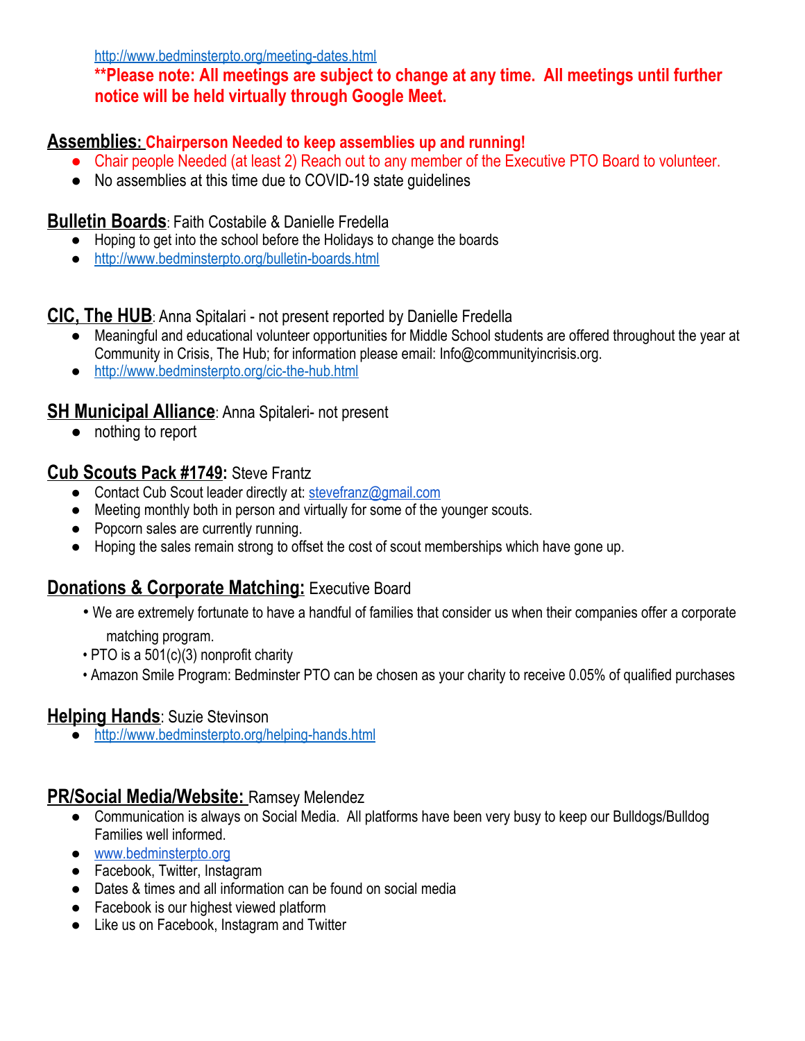http://www.bedminsterpto.org/meeting-dates.html

****Please note: All meetings are subject to change at any time. All meetings until further notice will be held virtually through Google Meet.**

## Assemblies: **Chairperson Needed to keep assemblies up and running!**

- Chair people Needed (at least 2) Reach out to any member of the Executive PTO Board to volunteer.
- No assemblies at this time due to COVID-19 state guidelines

## Bulletin Boards: Faith Costabile & Danielle Fredella

- Hoping to get into the school before the Holidays to change the boards
- http://www.bedminsterpto.org/bulletin-boards.html

## CIC, The HUB: Anna Spitalari - not present reported by Danielle Fredella

- Meaningful and educational volunteer opportunities for Middle School students are offered throughout the year at Community in Crisis, The Hub; for information please email: Info@communityincrisis.org.
- http://www.bedminsterpto.org/cic-the-hub.html

## SH Municipal Alliance: Anna Spitaleri- not present

- nothing to report

## Cub Scouts Pack #1749: Steve Frantz

- Contact Cub Scout leader directly at: stevefranz@gmail.com
- Meeting monthly both in person and virtually for some of the younger scouts.
- Popcorn sales are currently running.
- Hoping the sales remain strong to offset the cost of scout memberships which have gone up.

## Donations & Corporate Matching: Executive Board

- We are extremely fortunate to have a handful of families that consider us when their companies offer a corporate matching program.
- PTO is a 501(c)(3) nonprofit charity
- Amazon Smile Program: Bedminster PTO can be chosen as your charity to receive 0.05% of qualified purchases

## Helping Hands: Suzie Stevinson

- http://www.bedminsterpto.org/helping-hands.html

## PR/Social Media/Website: Ramsey Melendez

- Communication is always on Social Media. All platforms have been very busy to keep our Bulldogs/Bulldog Families well informed.
- www.bedminsterpto.org
- Facebook, Twitter, Instagram
- Dates & times and all information can be found on social media
- Facebook is our highest viewed platform
- Like us on Facebook, Instagram and Twitter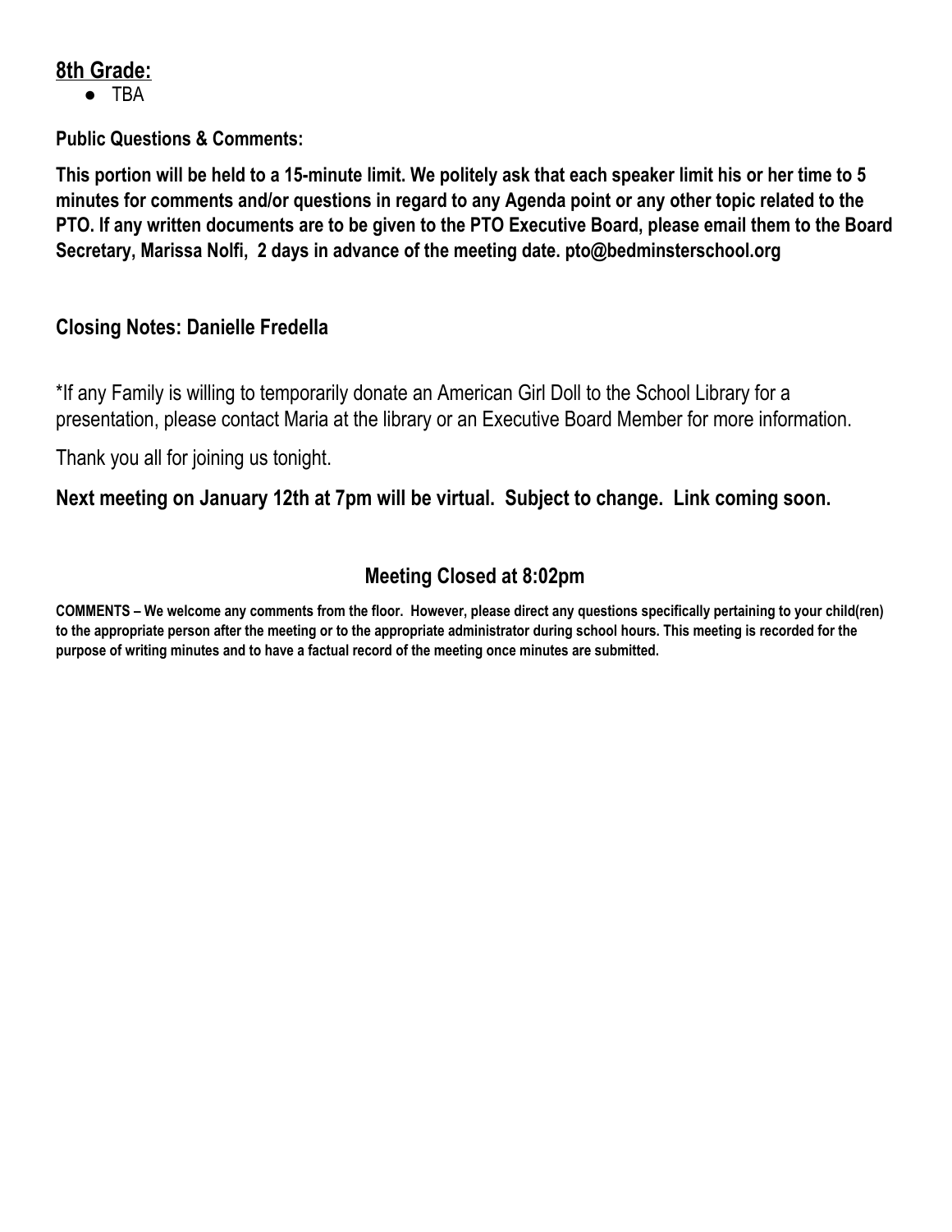## 8th Grade:

- TBA

**Public Questions & Comments:**

**This portion will be held to a 15-minute limit. We politely ask that each speaker limit his or her time to 5 minutes for comments and/or questions in regard to any Agenda point or any other topic related to the PTO. If any written documents are to be given to the PTO Executive Board, please email them to the Board Secretary, Marissa Nolfi, 2 days in advance of the meeting date. pto@bedminsterschool.org**

### Closing Notes: Danielle Fredella

*If any Family is willing to temporarily donate an American Girl Doll to the School Library for a presentation, please contact Maria at the library or an Executive Board Member for more information.

Thank you all for joining us tonight.

**Next meeting on January 12th at 7pm will be virtual. Subject to change. Link coming soon.**

### Meeting Closed at 8:02pm

**COMMENTS – We welcome any comments from the floor. However, please direct any questions specifically pertaining to your child(ren) to the appropriate person after the meeting or to the appropriate administrator during school hours. This meeting is recorded for the purpose of writing minutes and to have a factual record of the meeting once minutes are submitted.**